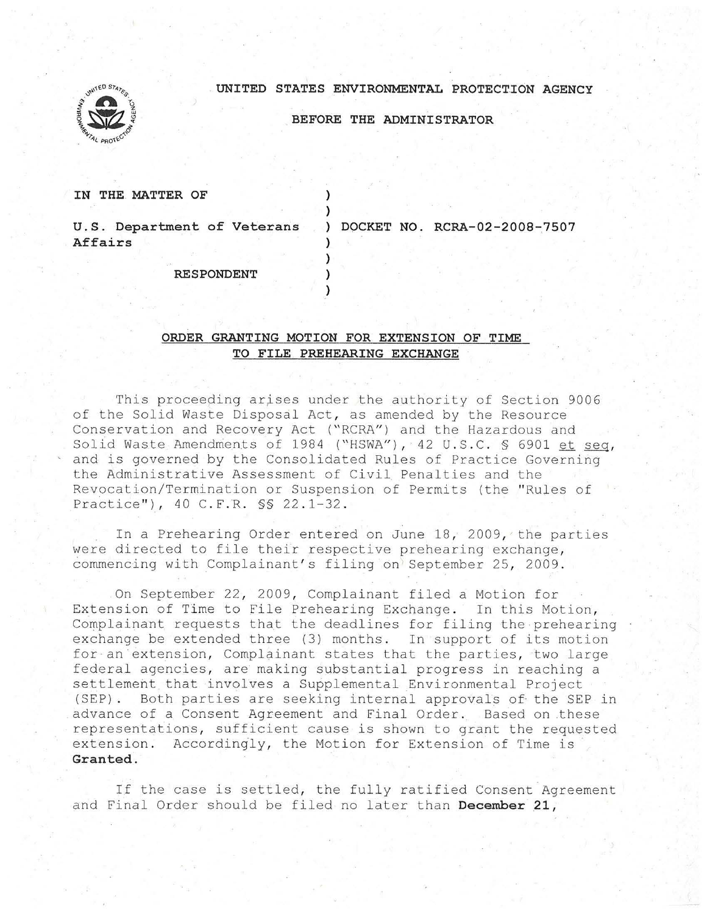UNITED STATES ENVIRONMENTAL PROTECTION AGENCY

BEFORE THE ADMINISTRATOR

IN THE MATTER OF

U.S. Department of Veterans Affairs

RESPONDENT

DOCKET NO. RCRA-02-2008-7507

## ORDER GRANTING MOTION FOR EXTENSION OF TIME TO FILE PREHEARING EXCHANGE

This proceeding arises under the authority of Section 9006 of the Solid Waste Disposal Act, as amended by the Resource Conservation and Recovery Act ("RCRA") and the Hazardous and Solid Waste Amendments of 1984 ("HSWA"), 42 U.S.C. § 6901 et seq, and is governed by the Consolidated Rules of Practice Governing the Administrative Assessment of Civil Penalties and the Revocation/Termination or Suspension of Permits (the "Rules of Practice"), 40 C.F.R. §§ 22.1-32.

In a Prehearing Order entered on June 18, 2009, the parties were directed to file their respective prehearing exchange, commencing with Complainant's filing on September 25, 2009.

On September 22, 2009, Complainant filed a Motion for Extension of Time to File Prehearing Exchange. In this Motion, Complainant requests that the deadlines for filing the prehearing exchange be extended three (3) months. In support of its motion for an extension, Complainant states that the parties, two large federal agencies, are making substantial progress in reaching a settlement that involves a Supplemental Environmental Project (SEP). Both parties are seeking internal approvals of the SEP in advance of a Consent Agreement and Final Order. Based on these representations, sufficient cause is shown to grant the requested extension. Accordingly, the Motion for Extension of Time is **Granted**.

If the case is settled, the fully ratified Consent Agreement and Final Order should be filed no later than **December 21,**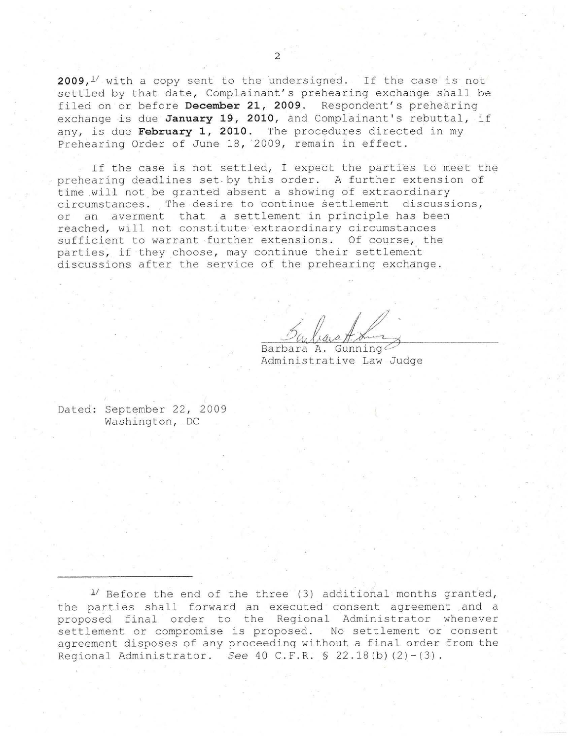**2009,**[1] with a copy sent to the undersigned. If the case is not settled by that date, Complainant's prehearing exchange shall be filed on or before **December 21, 2009**. Respondent's prehearing exchange is due **January 19, 2010**, and Complainant's rebuttal, if any, is due **February 1, 2010**. The procedures directed in my Prehearing Order of June 18, 2009, remain in effect.

If the case is not settled, I expect the parties to meet the prehearing deadlines set by this order. A further extension of time will not be granted absent a showing of extraordinary circumstances. The desire to continue settlement discussions, or an averment that a settlement in principle has been reached, will not constitute extraordinary circumstances sufficient to warrant further extensions. Of course, the parties, if they choose, may continue their settlement discussions after the service of the prehearing exchange.

Barbara A. Gunning
Administrative Law Judge

Dated: September 22, 2009
Washington, DC

---

[1] Before the end of the three (3) additional months granted, the parties shall forward an executed consent agreement and a proposed final order to the Regional Administrator whenever settlement or compromise is proposed. No settlement or consent agreement disposes of any proceeding without a final order from the Regional Administrator. *See* 40 C.F.R. § 22.18(b)(2)-(3).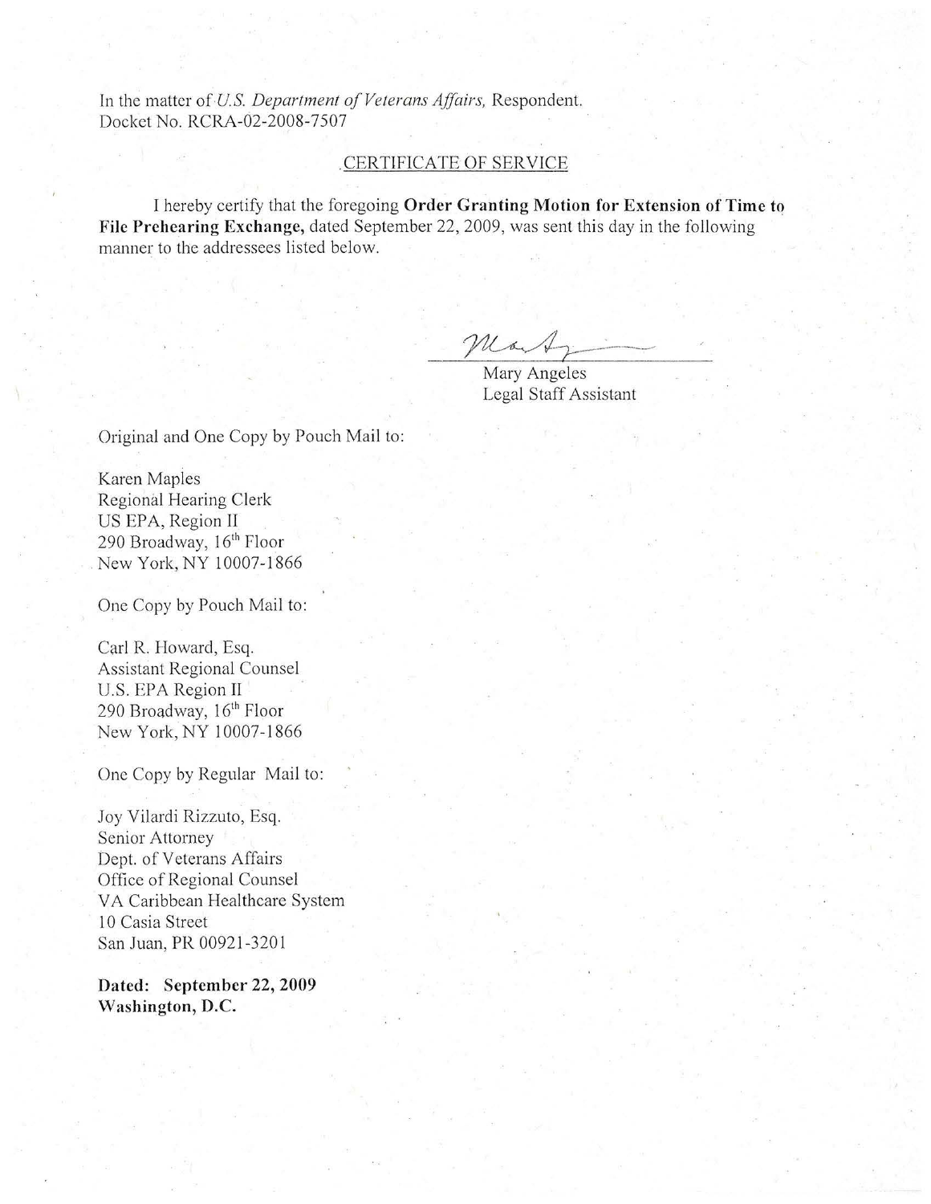In the matter of *U.S. Department of Veterans Affairs,* Respondent.
Docket No. RCRA-02-2008-7507

## CERTIFICATE OF SERVICE

I hereby certify that the foregoing **Order Granting Motion for Extension of Time to File Prehearing Exchange,** dated September 22, 2009, was sent this day in the following manner to the addressees listed below.

Mary Angeles
Legal Staff Assistant

Original and One Copy by Pouch Mail to:

Karen Maples
Regional Hearing Clerk
US EPA, Region II
290 Broadway, 16th Floor
New York, NY 10007-1866

One Copy by Pouch Mail to:

Carl R. Howard, Esq.
Assistant Regional Counsel
U.S. EPA Region II
290 Broadway, 16th Floor
New York, NY 10007-1866

One Copy by Regular Mail to:

Joy Vilardi Rizzuto, Esq.
Senior Attorney
Dept. of Veterans Affairs
Office of Regional Counsel
VA Caribbean Healthcare System
10 Casia Street
San Juan, PR 00921-3201

**Dated: September 22, 2009**
**Washington, D.C.**